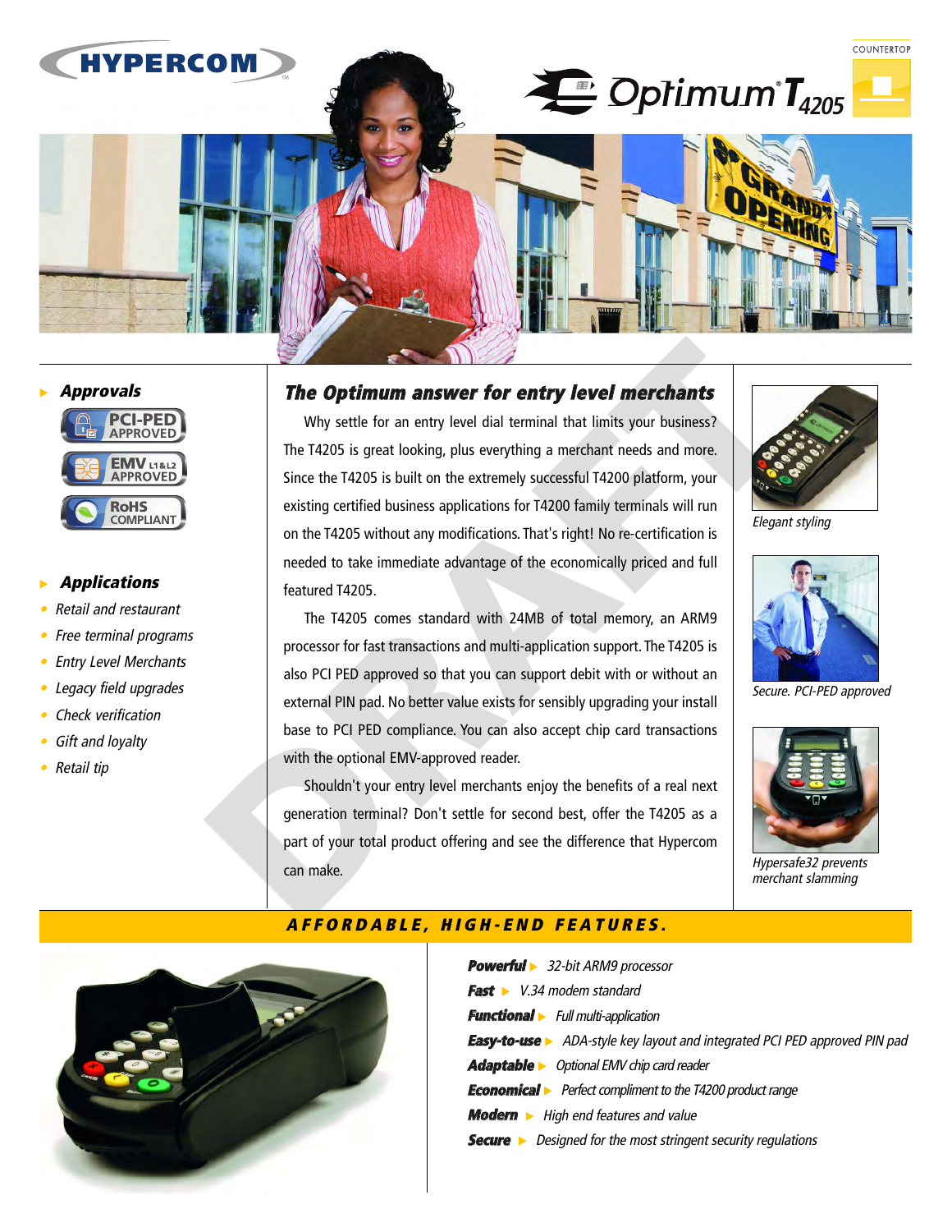HYPERCOM

COUNTERTOP

# Optimum® T4205

## Approvals

- PCI-PED APPROVED
- EMV L1&L2 APPROVED
- RoHS COMPLIANT

## Applications

- Retail and restaurant
- Free terminal programs
- Entry Level Merchants
- Legacy field upgrades
- Check verification
- Gift and loyalty
- Retail tip

## The Optimum answer for entry level merchants

Why settle for an entry level dial terminal that limits your business? The T4205 is great looking, plus everything a merchant needs and more. Since the T4205 is built on the extremely successful T4200 platform, your existing certified business applications for T4200 family terminals will run on the T4205 without any modifications. That's right! No re-certification is needed to take immediate advantage of the economically priced and full featured T4205.

The T4205 comes standard with 24MB of total memory, an ARM9 processor for fast transactions and multi-application support. The T4205 is also PCI PED approved so that you can support debit with or without an external PIN pad. No better value exists for sensibly upgrading your install base to PCI PED compliance. You can also accept chip card transactions with the optional EMV-approved reader.

Shouldn't your entry level merchants enjoy the benefits of a real next generation terminal? Don't settle for second best, offer the T4205 as a part of your total product offering and see the difference that Hypercom can make.

*Elegant styling*

*Secure. PCI-PED approved*

*Hypersafe32 prevents merchant slamming*

## AFFORDABLE, HIGH-END FEATURES.

- **Powerful** ▶ 32-bit ARM9 processor
- **Fast** ▶ V.34 modem standard
- **Functional** ▶ Full multi-application
- **Easy-to-use** ▶ ADA-style key layout and integrated PCI PED approved PIN pad
- **Adaptable** ▶ Optional EMV chip card reader
- **Economical** ▶ Perfect compliment to the T4200 product range
- **Modern** ▶ High end features and value
- **Secure** ▶ Designed for the most stringent security regulations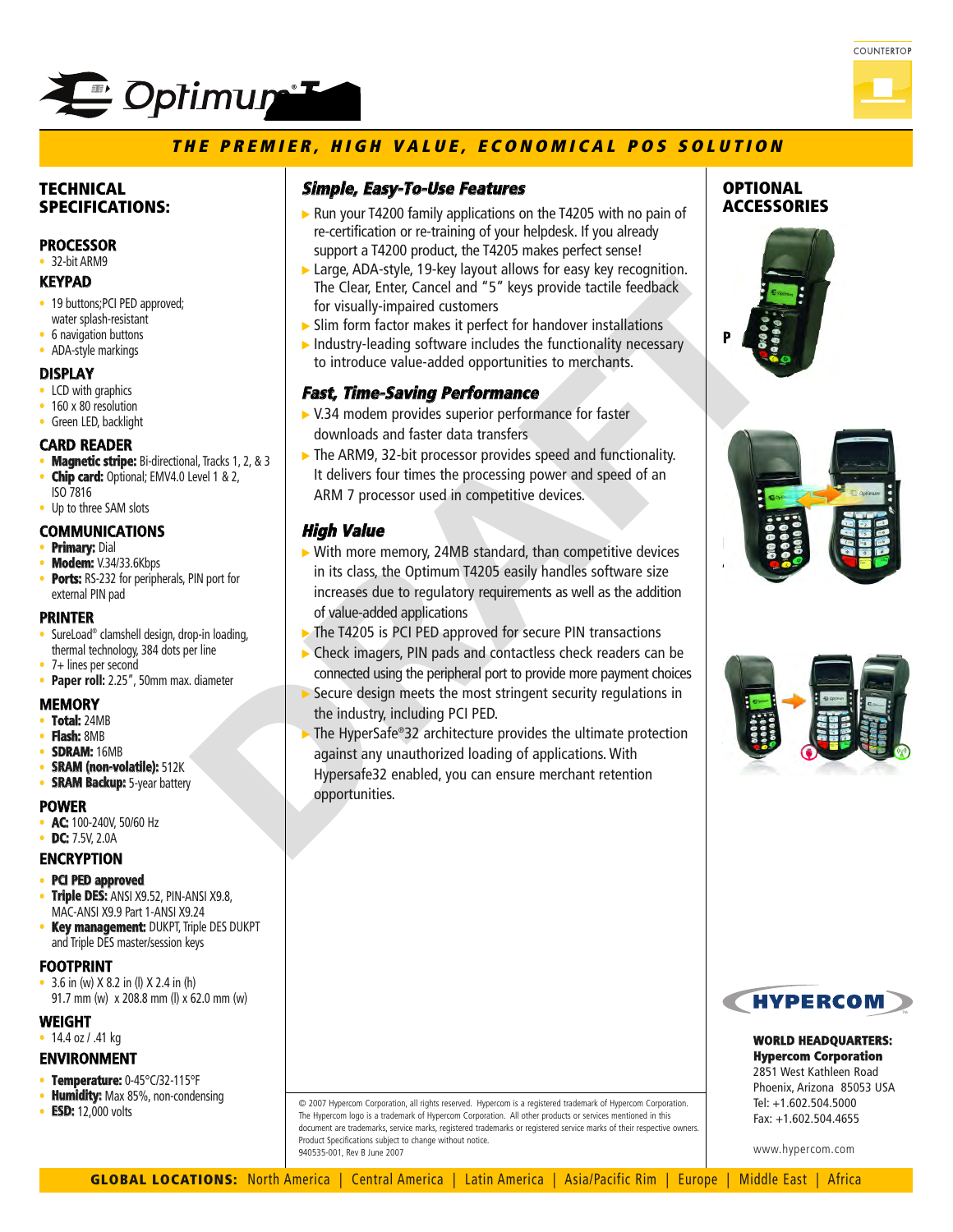COUNTERTOP

# Optimum T4205

***THE PREMIER, HIGH VALUE, ECONOMICAL POS SOLUTION***

## TECHNICAL SPECIFICATIONS:

### PROCESSOR
- 32-bit ARM9

### KEYPAD
- 19 buttons;PCI PED approved; water splash-resistant
- 6 navigation buttons
- ADA-style markings

### DISPLAY
- LCD with graphics
- 160 x 80 resolution
- Green LED, backlight

### CARD READER
- **Magnetic stripe:** Bi-directional, Tracks 1, 2, & 3
- **Chip card:** Optional; EMV4.0 Level 1 & 2, ISO 7816
- Up to three SAM slots

### COMMUNICATIONS
- **Primary:** Dial
- **Modem:** V.34/33.6Kbps
- **Ports:** RS-232 for peripherals, PIN port for external PIN pad

### PRINTER
- SureLoad® clamshell design, drop-in loading, thermal technology, 384 dots per line
- 7+ lines per second
- **Paper roll:** 2.25", 50mm max. diameter

### MEMORY
- **Total:** 24MB
- **Flash:** 8MB
- **SDRAM:** 16MB
- **SRAM (non-volatile):** 512K
- **SRAM Backup:** 5-year battery

### POWER
- **AC:** 100-240V, 50/60 Hz
- **DC:** 7.5V, 2.0A

### ENCRYPTION
- **PCI PED approved**
- **Triple DES:** ANSI X9.52, PIN-ANSI X9.8, MAC-ANSI X9.9 Part 1-ANSI X9.24
- **Key management:** DUKPT, Triple DES DUKPT and Triple DES master/session keys

### FOOTPRINT
- 3.6 in (w) X 8.2 in (l) X 2.4 in (h)
  91.7 mm (w) x 208.8 mm (l) x 62.0 mm (w)

### WEIGHT
- 14.4 oz / .41 kg

### ENVIRONMENT
- **Temperature:** 0-45°C/32-115°F
- **Humidity:** Max 85%, non-condensing
- **ESD:** 12,000 volts

## *Simple, Easy-To-Use Features*

- Run your T4200 family applications on the T4205 with no pain of re-certification or re-training of your helpdesk. If you already support a T4200 product, the T4205 makes perfect sense!
- Large, ADA-style, 19-key layout allows for easy key recognition. The Clear, Enter, Cancel and "5" keys provide tactile feedback for visually-impaired customers
- Slim form factor makes it perfect for handover installations
- Industry-leading software includes the functionality necessary to introduce value-added opportunities to merchants.

## *Fast, Time-Saving Performance*

- V.34 modem provides superior performance for faster downloads and faster data transfers
- The ARM9, 32-bit processor provides speed and functionality. It delivers four times the processing power and speed of an ARM 7 processor used in competitive devices.

## *High Value*

- With more memory, 24MB standard, than competitive devices in its class, the Optimum T4205 easily handles software size increases due to regulatory requirements as well as the addition of value-added applications
- The T4205 is PCI PED approved for secure PIN transactions
- Check imagers, PIN pads and contactless check readers can be connected using the peripheral port to provide more payment choices
- Secure design meets the most stringent security regulations in the industry, including PCI PED.
- The HyperSafe®32 architecture provides the ultimate protection against any unauthorized loading of applications. With Hypersafe32 enabled, you can ensure merchant retention opportunities.

DRAFT

## OPTIONAL ACCESSORIES

P

© 2007 Hypercom Corporation, all rights reserved. Hypercom is a registered trademark of Hypercom Corporation. The Hypercom logo is a trademark of Hypercom Corporation. All other products or services mentioned in this document are trademarks, service marks, registered trademarks or registered service marks of their respective owners. Product Specifications subject to change without notice.
940535-001, Rev B June 2007

HYPERCOM

**WORLD HEADQUARTERS:**
**Hypercom Corporation**
2851 West Kathleen Road
Phoenix, Arizona 85053 USA
Tel: +1.602.504.5000
Fax: +1.602.504.4655

www.hypercom.com

**GLOBAL LOCATIONS:** North America | Central America | Latin America | Asia/Pacific Rim | Europe | Middle East | Africa